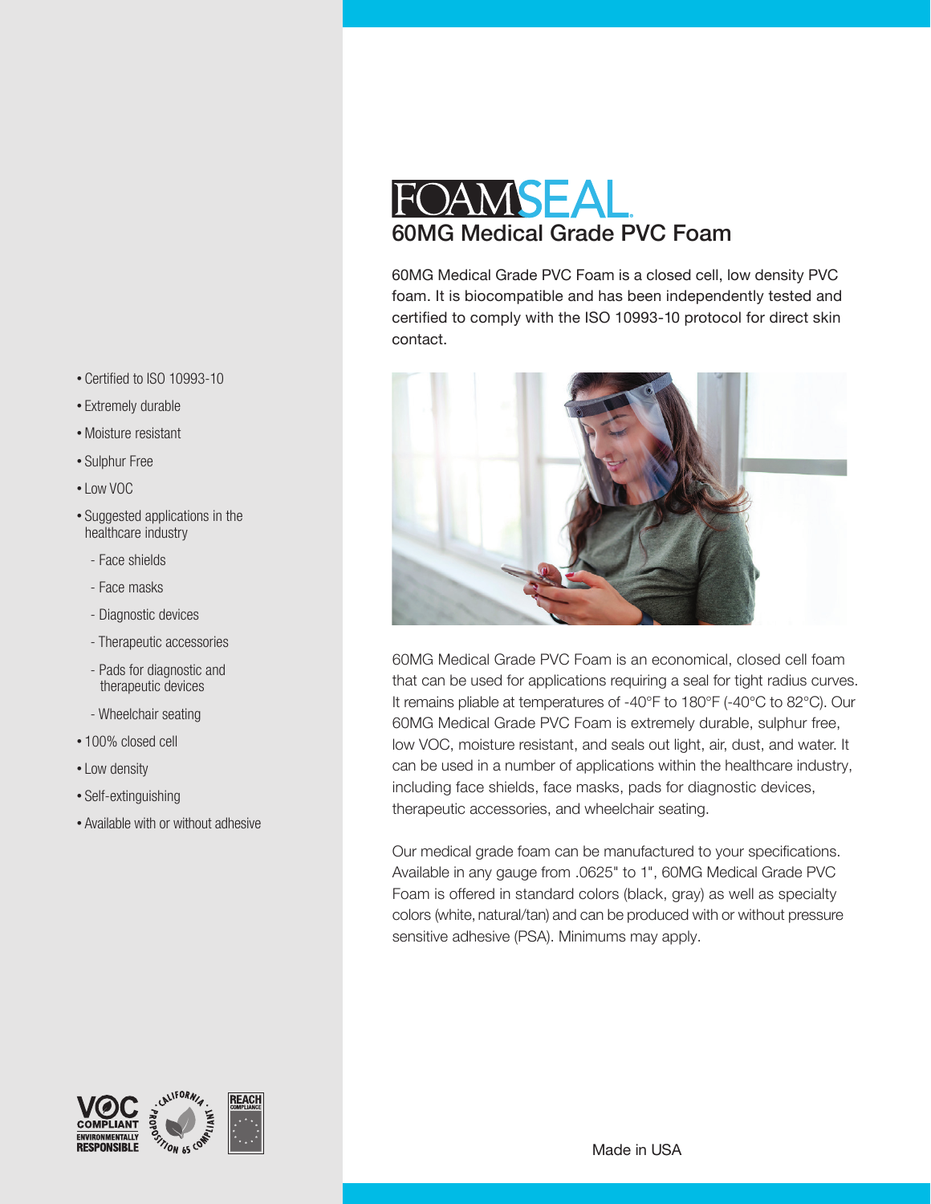# FOAMSEAL.

## 60MG Medical Grade PVC Foam

60MG Medical Grade PVC Foam is a closed cell, low density PVC foam. It is biocompatible and has been independently tested and certified to comply with the ISO 10993-10 protocol for direct skin contact.

60MG Medical Grade PVC Foam is an economical, closed cell foam that can be used for applications requiring a seal for tight radius curves. It remains pliable at temperatures of -40°F to 180°F (-40°C to 82°C). Our 60MG Medical Grade PVC Foam is extremely durable, sulphur free, low VOC, moisture resistant, and seals out light, air, dust, and water. It can be used in a number of applications within the healthcare industry, including face shields, face masks, pads for diagnostic devices, therapeutic accessories, and wheelchair seating.

Our medical grade foam can be manufactured to your specifications. Available in any gauge from .0625" to 1", 60MG Medical Grade PVC Foam is offered in standard colors (black, gray) as well as specialty colors (white, natural/tan) and can be produced with or without pressure sensitive adhesive (PSA). Minimums may apply.

- Certified to ISO 10993-10
- Extremely durable
- Moisture resistant
- Sulphur Free
- Low VOC
- Suggested applications in the healthcare industry
  - Face shields
  - Face masks
  - Diagnostic devices
  - Therapeutic accessories
  - Pads for diagnostic and therapeutic devices
  - Wheelchair seating
- 100% closed cell
- Low density
- Self-extinguishing
- Available with or without adhesive

VOC COMPLIANT ENVIRONMENTALLY RESPONSIBLE

CALIFORNIA PROPOSITION 65 COMPLIANT

REACH COMPLIANCE

Made in USA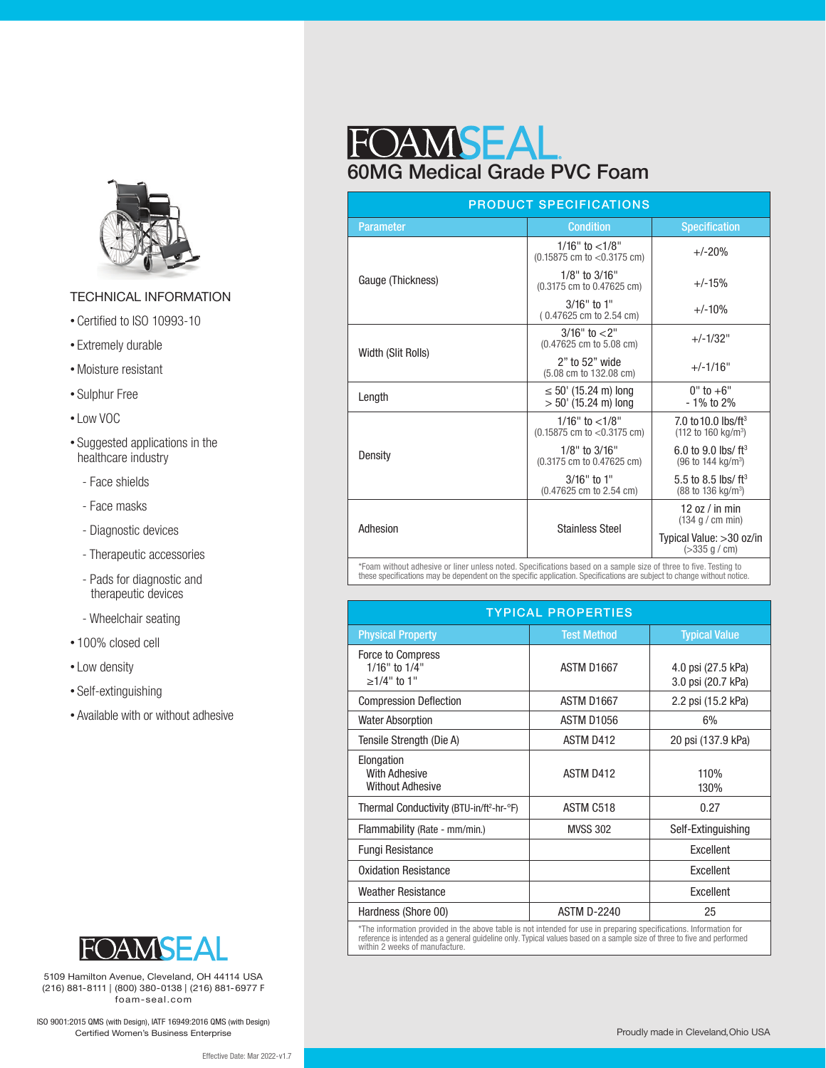# FOAMSEAL

## 60MG Medical Grade PVC Foam

| PRODUCT SPECIFICATIONS | | |
|---|---|---|
| **Parameter** | **Condition** | **Specification** |
| Gauge (Thickness) | 1/16" to <1/8" (0.15875 cm to <0.3175 cm) | +/-20% |
| | 1/8" to 3/16" (0.3175 cm to 0.47625 cm) | +/-15% |
| | 3/16" to 1" ( 0.47625 cm to 2.54 cm) | +/-10% |
| Width (Slit Rolls) | 3/16" to <2" (0.47625 cm to 5.08 cm) | +/-1/32" |
| | 2" to 52" wide (5.08 cm to 132.08 cm) | +/-1/16" |
| Length | ≤ 50' (15.24 m) long | 0" to +6" |
| | > 50' (15.24 m) long | - 1% to 2% |
| Density | 1/16" to <1/8" (0.15875 cm to <0.3175 cm) | 7.0 to10.0 lbs/ft$^3$ (112 to 160 kg/m$^3$) |
| | 1/8" to 3/16" (0.3175 cm to 0.47625 cm) | 6.0 to 9.0 lbs/ ft$^3$ (96 to 144 kg/m$^3$) |
| | 3/16" to 1" (0.47625 cm to 2.54 cm) | 5.5 to 8.5 lbs/ ft$^3$ (88 to 136 kg/m$^3$) |
| Adhesion | Stainless Steel | 12 oz / in min (134 g / cm min) |
| | | Typical Value: >30 oz/in (>335 g / cm) |

*Foam without adhesive or liner unless noted. Specifications based on a sample size of three to five. Testing to these specifications may be dependent on the specific application. Specifications are subject to change without notice.

| TYPICAL PROPERTIES | | |
|---|---|---|
| **Physical Property** | **Test Method** | **Typical Value** |
| Force to Compress | | |
| 1/16" to 1/4" | ASTM D1667 | 4.0 psi (27.5 kPa) |
| ≥1/4" to 1" | | 3.0 psi (20.7 kPa) |
| Compression Deflection | ASTM D1667 | 2.2 psi (15.2 kPa) |
| Water Absorption | ASTM D1056 | 6% |
| Tensile Strength (Die A) | ASTM D412 | 20 psi (137.9 kPa) |
| Elongation | | |
| With Adhesive | ASTM D412 | 110% |
| Without Adhesive | | 130% |
| Thermal Conductivity (BTU-in/ft$^2$-hr-°F) | ASTM C518 | 0.27 |
| Flammability (Rate - mm/min.) | MVSS 302 | Self-Extinguishing |
| Fungi Resistance | | Excellent |
| Oxidation Resistance | | Excellent |
| Weather Resistance | | Excellent |
| Hardness (Shore 00) | ASTM D-2240 | 25 |

*The information provided in the above table is not intended for use in preparing specifications. Information for reference is intended as a general guideline only. Typical values based on a sample size of three to five and performed within 2 weeks of manufacture.

## TECHNICAL INFORMATION

- Certified to ISO 10993-10
- Extremely durable
- Moisture resistant
- Sulphur Free
- Low VOC
- Suggested applications in the healthcare industry
  - Face shields
  - Face masks
  - Diagnostic devices
  - Therapeutic accessories
  - Pads for diagnostic and therapeutic devices
  - Wheelchair seating
- 100% closed cell
- Low density
- Self-extinguishing
- Available with or without adhesive

FOAMSEAL

5109 Hamilton Avenue, Cleveland, OH 44114 USA
(216) 881-8111 | (800) 380-0138 | (216) 881-6977 F
foam-seal.com

ISO 9001:2015 QMS (with Design), IATF 16949:2016 QMS (with Design)
Certified Women's Business Enterprise

Proudly made in Cleveland,Ohio USA

Effective Date: Mar 2022-v1.7